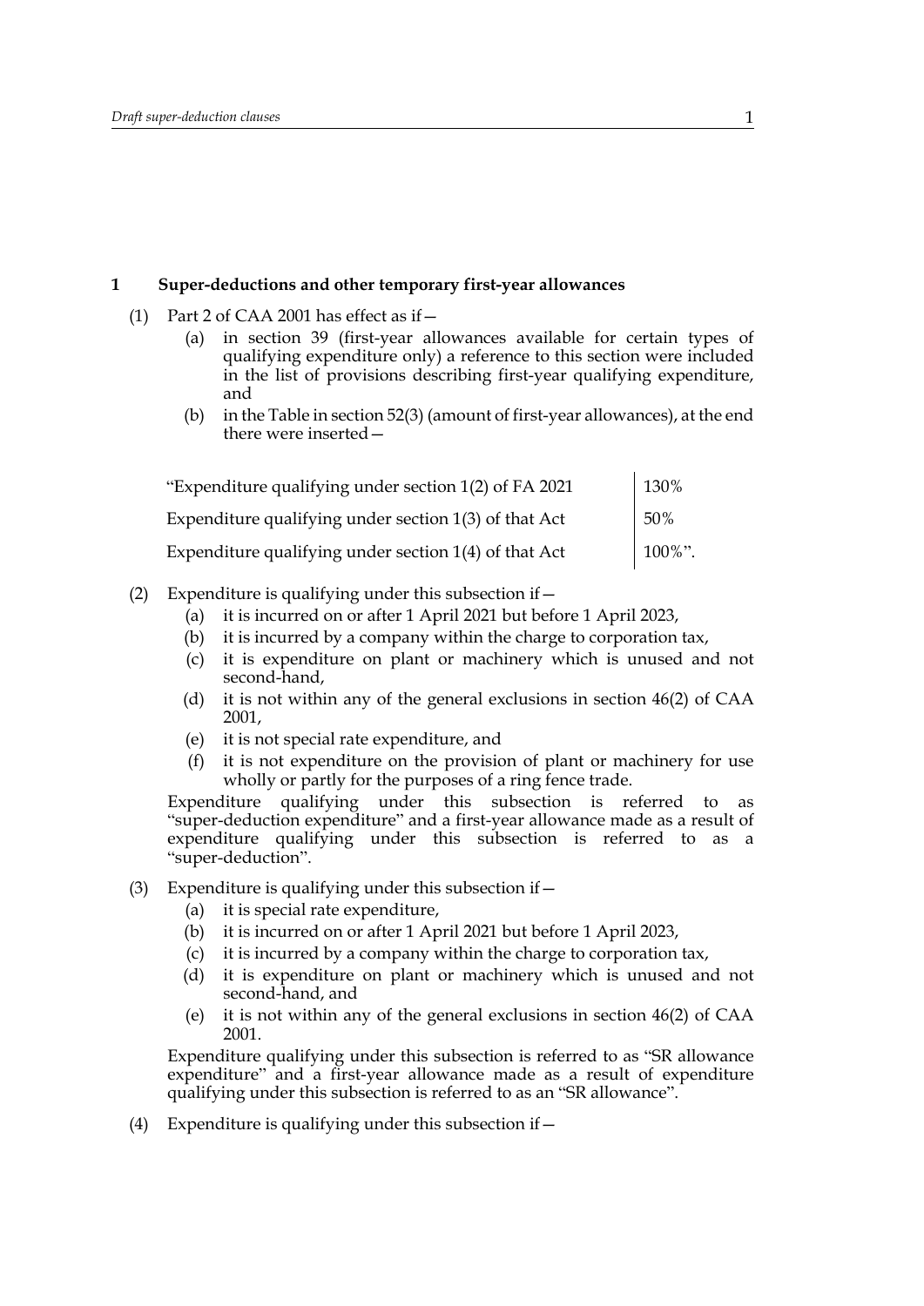## 1 Super-deductions and other temporary first-year allowances

(1) Part 2 of CAA 2001 has effect as if—

(a) in section 39 (first-year allowances available for certain types of qualifying expenditure only) a reference to this section were included in the list of provisions describing first-year qualifying expenditure, and

(b) in the Table in section 52(3) (amount of first-year allowances), at the end there were inserted—

| | |
|---|---|
| "Expenditure qualifying under section 1(2) of FA 2021 | 130% |
| Expenditure qualifying under section 1(3) of that Act | 50% |
| Expenditure qualifying under section 1(4) of that Act | 100%". |

(2) Expenditure is qualifying under this subsection if—

(a) it is incurred on or after 1 April 2021 but before 1 April 2023,

(b) it is incurred by a company within the charge to corporation tax,

(c) it is expenditure on plant or machinery which is unused and not second-hand,

(d) it is not within any of the general exclusions in section 46(2) of CAA 2001,

(e) it is not special rate expenditure, and

(f) it is not expenditure on the provision of plant or machinery for use wholly or partly for the purposes of a ring fence trade.

Expenditure qualifying under this subsection is referred to as "super-deduction expenditure" and a first-year allowance made as a result of expenditure qualifying under this subsection is referred to as a "super-deduction".

(3) Expenditure is qualifying under this subsection if—

(a) it is special rate expenditure,

(b) it is incurred on or after 1 April 2021 but before 1 April 2023,

(c) it is incurred by a company within the charge to corporation tax,

(d) it is expenditure on plant or machinery which is unused and not second-hand, and

(e) it is not within any of the general exclusions in section 46(2) of CAA 2001.

Expenditure qualifying under this subsection is referred to as "SR allowance expenditure" and a first-year allowance made as a result of expenditure qualifying under this subsection is referred to as an "SR allowance".

(4) Expenditure is qualifying under this subsection if—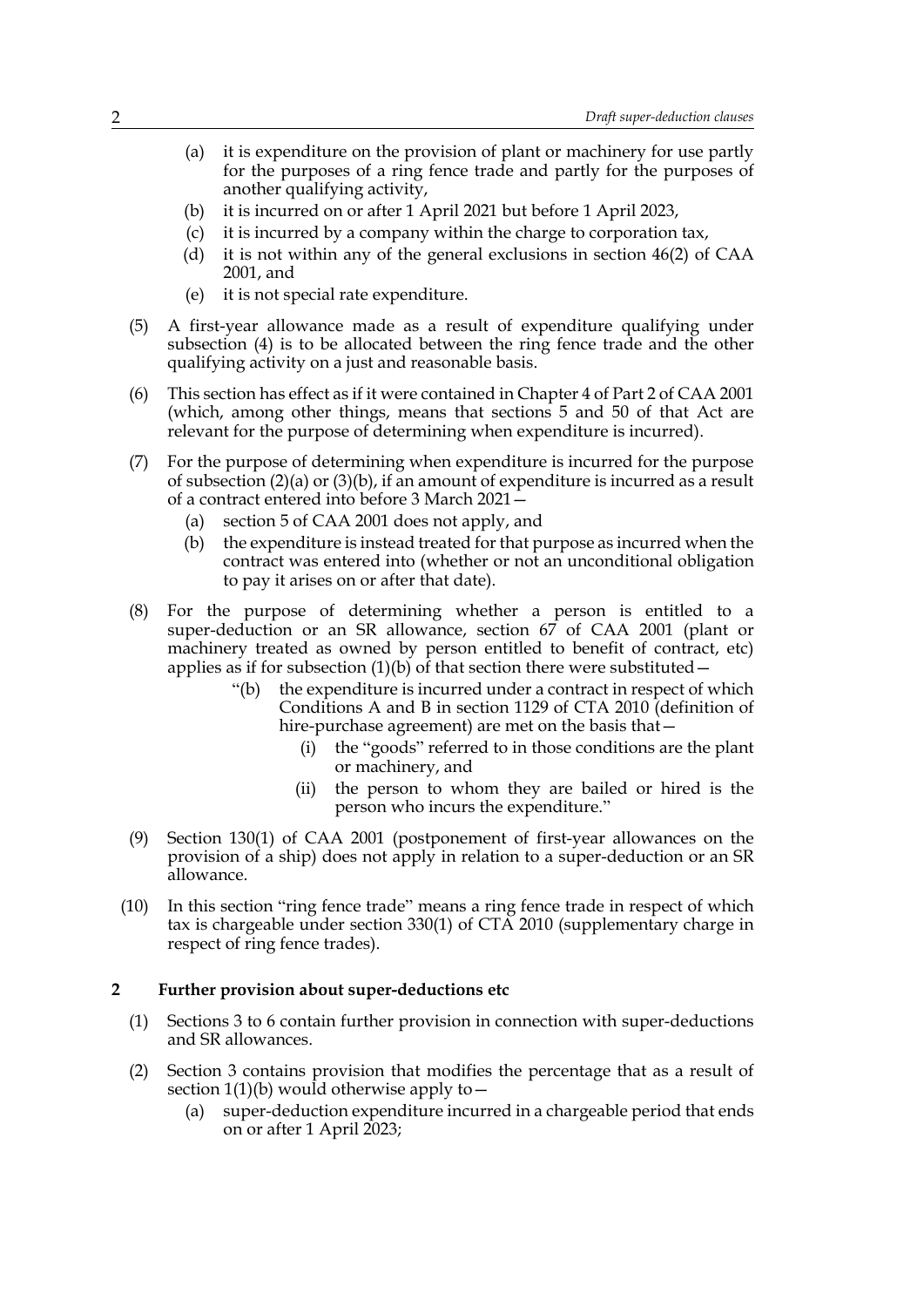(a) it is expenditure on the provision of plant or machinery for use partly for the purposes of a ring fence trade and partly for the purposes of another qualifying activity,

(b) it is incurred on or after 1 April 2021 but before 1 April 2023,

(c) it is incurred by a company within the charge to corporation tax,

(d) it is not within any of the general exclusions in section 46(2) of CAA 2001, and

(e) it is not special rate expenditure.

(5) A first-year allowance made as a result of expenditure qualifying under subsection (4) is to be allocated between the ring fence trade and the other qualifying activity on a just and reasonable basis.

(6) This section has effect as if it were contained in Chapter 4 of Part 2 of CAA 2001 (which, among other things, means that sections 5 and 50 of that Act are relevant for the purpose of determining when expenditure is incurred).

(7) For the purpose of determining when expenditure is incurred for the purpose of subsection (2)(a) or (3)(b), if an amount of expenditure is incurred as a result of a contract entered into before 3 March 2021—

(a) section 5 of CAA 2001 does not apply, and

(b) the expenditure is instead treated for that purpose as incurred when the contract was entered into (whether or not an unconditional obligation to pay it arises on or after that date).

(8) For the purpose of determining whether a person is entitled to a super-deduction or an SR allowance, section 67 of CAA 2001 (plant or machinery treated as owned by person entitled to benefit of contract, etc) applies as if for subsection (1)(b) of that section there were substituted—

"(b) the expenditure is incurred under a contract in respect of which Conditions A and B in section 1129 of CTA 2010 (definition of hire-purchase agreement) are met on the basis that—

(i) the "goods" referred to in those conditions are the plant or machinery, and

(ii) the person to whom they are bailed or hired is the person who incurs the expenditure."

(9) Section 130(1) of CAA 2001 (postponement of first-year allowances on the provision of a ship) does not apply in relation to a super-deduction or an SR allowance.

(10) In this section "ring fence trade" means a ring fence trade in respect of which tax is chargeable under section 330(1) of CTA 2010 (supplementary charge in respect of ring fence trades).

**2 Further provision about super-deductions etc**

(1) Sections 3 to 6 contain further provision in connection with super-deductions and SR allowances.

(2) Section 3 contains provision that modifies the percentage that as a result of section 1(1)(b) would otherwise apply to—

(a) super-deduction expenditure incurred in a chargeable period that ends on or after 1 April 2023;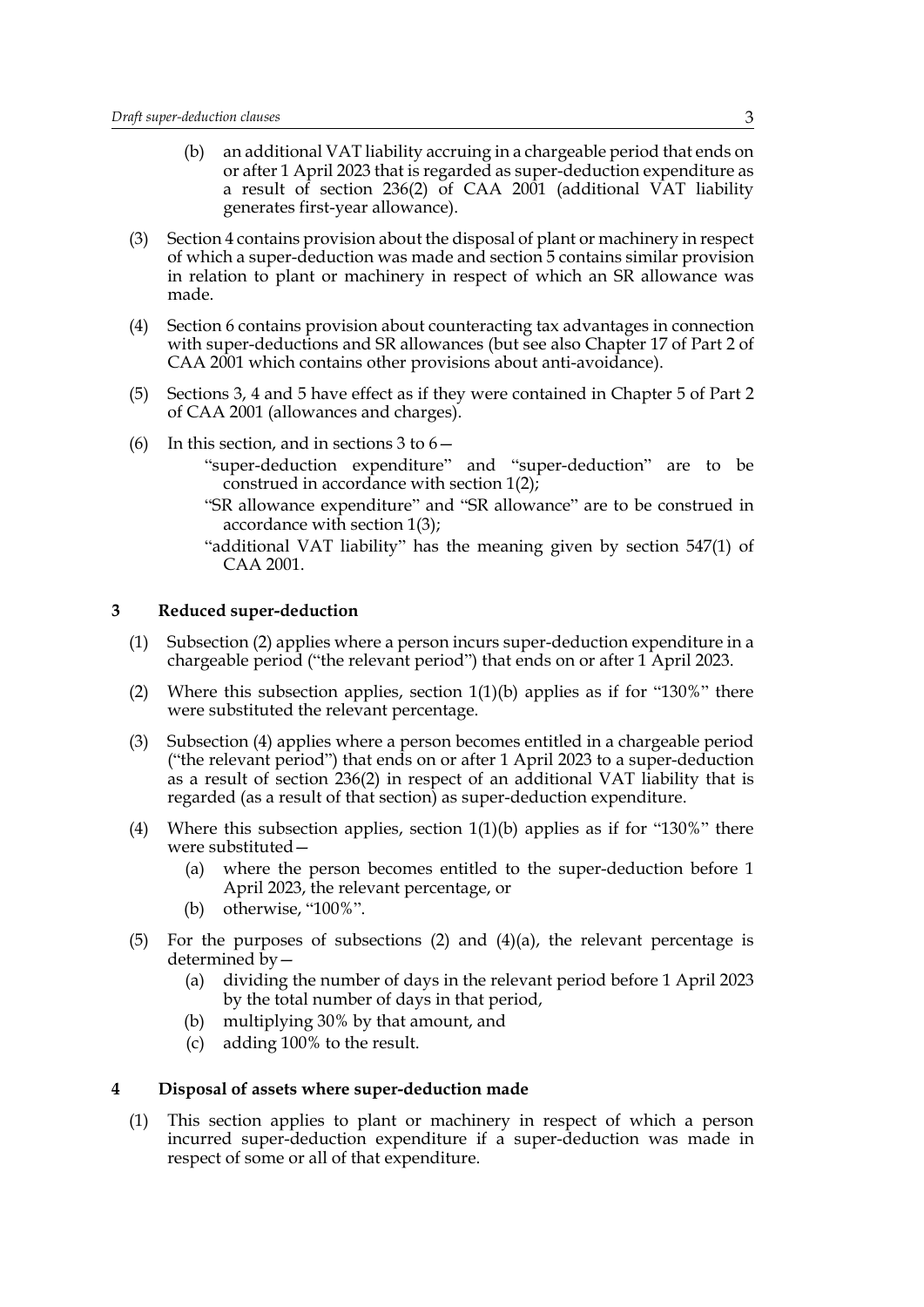(b) an additional VAT liability accruing in a chargeable period that ends on or after 1 April 2023 that is regarded as super-deduction expenditure as a result of section 236(2) of CAA 2001 (additional VAT liability generates first-year allowance).

(3) Section 4 contains provision about the disposal of plant or machinery in respect of which a super-deduction was made and section 5 contains similar provision in relation to plant or machinery in respect of which an SR allowance was made.

(4) Section 6 contains provision about counteracting tax advantages in connection with super-deductions and SR allowances (but see also Chapter 17 of Part 2 of CAA 2001 which contains other provisions about anti-avoidance).

(5) Sections 3, 4 and 5 have effect as if they were contained in Chapter 5 of Part 2 of CAA 2001 (allowances and charges).

(6) In this section, and in sections 3 to 6—

"super-deduction expenditure" and "super-deduction" are to be construed in accordance with section 1(2);

"SR allowance expenditure" and "SR allowance" are to be construed in accordance with section 1(3);

"additional VAT liability" has the meaning given by section 547(1) of CAA 2001.

## 3 Reduced super-deduction

(1) Subsection (2) applies where a person incurs super-deduction expenditure in a chargeable period ("the relevant period") that ends on or after 1 April 2023.

(2) Where this subsection applies, section 1(1)(b) applies as if for "130%" there were substituted the relevant percentage.

(3) Subsection (4) applies where a person becomes entitled in a chargeable period ("the relevant period") that ends on or after 1 April 2023 to a super-deduction as a result of section 236(2) in respect of an additional VAT liability that is regarded (as a result of that section) as super-deduction expenditure.

(4) Where this subsection applies, section 1(1)(b) applies as if for "130%" there were substituted—

(a) where the person becomes entitled to the super-deduction before 1 April 2023, the relevant percentage, or

(b) otherwise, "100%".

(5) For the purposes of subsections (2) and (4)(a), the relevant percentage is determined by—

(a) dividing the number of days in the relevant period before 1 April 2023 by the total number of days in that period,

(b) multiplying 30% by that amount, and

(c) adding 100% to the result.

## 4 Disposal of assets where super-deduction made

(1) This section applies to plant or machinery in respect of which a person incurred super-deduction expenditure if a super-deduction was made in respect of some or all of that expenditure.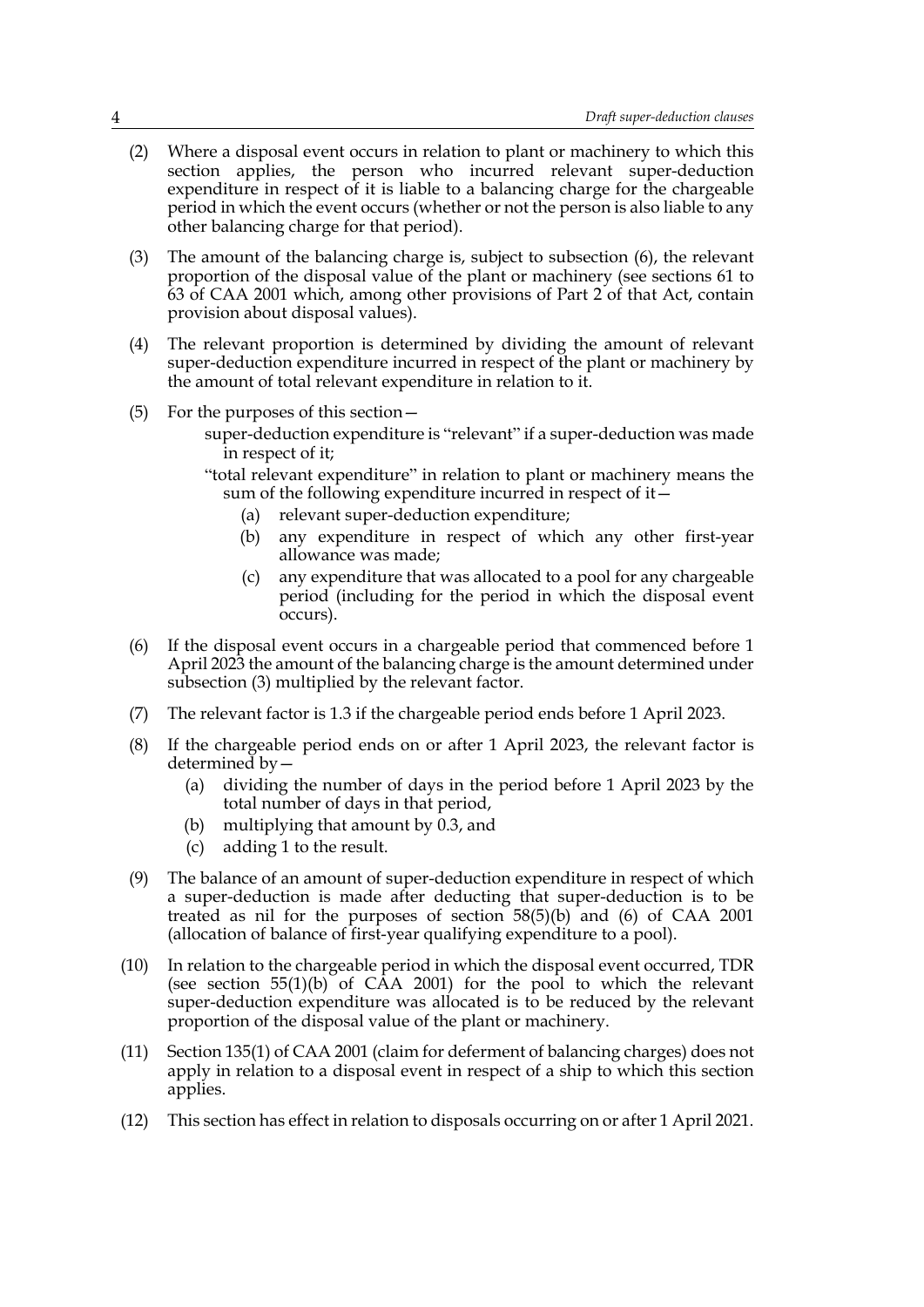(2) Where a disposal event occurs in relation to plant or machinery to which this section applies, the person who incurred relevant super-deduction expenditure in respect of it is liable to a balancing charge for the chargeable period in which the event occurs (whether or not the person is also liable to any other balancing charge for that period).

(3) The amount of the balancing charge is, subject to subsection (6), the relevant proportion of the disposal value of the plant or machinery (see sections 61 to 63 of CAA 2001 which, among other provisions of Part 2 of that Act, contain provision about disposal values).

(4) The relevant proportion is determined by dividing the amount of relevant super-deduction expenditure incurred in respect of the plant or machinery by the amount of total relevant expenditure in relation to it.

(5) For the purposes of this section—

super-deduction expenditure is "relevant" if a super-deduction was made in respect of it;

"total relevant expenditure" in relation to plant or machinery means the sum of the following expenditure incurred in respect of it—

(a) relevant super-deduction expenditure;

(b) any expenditure in respect of which any other first-year allowance was made;

(c) any expenditure that was allocated to a pool for any chargeable period (including for the period in which the disposal event occurs).

(6) If the disposal event occurs in a chargeable period that commenced before 1 April 2023 the amount of the balancing charge is the amount determined under subsection (3) multiplied by the relevant factor.

(7) The relevant factor is 1.3 if the chargeable period ends before 1 April 2023.

(8) If the chargeable period ends on or after 1 April 2023, the relevant factor is determined by—

(a) dividing the number of days in the period before 1 April 2023 by the total number of days in that period,

(b) multiplying that amount by 0.3, and

(c) adding 1 to the result.

(9) The balance of an amount of super-deduction expenditure in respect of which a super-deduction is made after deducting that super-deduction is to be treated as nil for the purposes of section 58(5)(b) and (6) of CAA 2001 (allocation of balance of first-year qualifying expenditure to a pool).

(10) In relation to the chargeable period in which the disposal event occurred, TDR (see section 55(1)(b) of CAA 2001) for the pool to which the relevant super-deduction expenditure was allocated is to be reduced by the relevant proportion of the disposal value of the plant or machinery.

(11) Section 135(1) of CAA 2001 (claim for deferment of balancing charges) does not apply in relation to a disposal event in respect of a ship to which this section applies.

(12) This section has effect in relation to disposals occurring on or after 1 April 2021.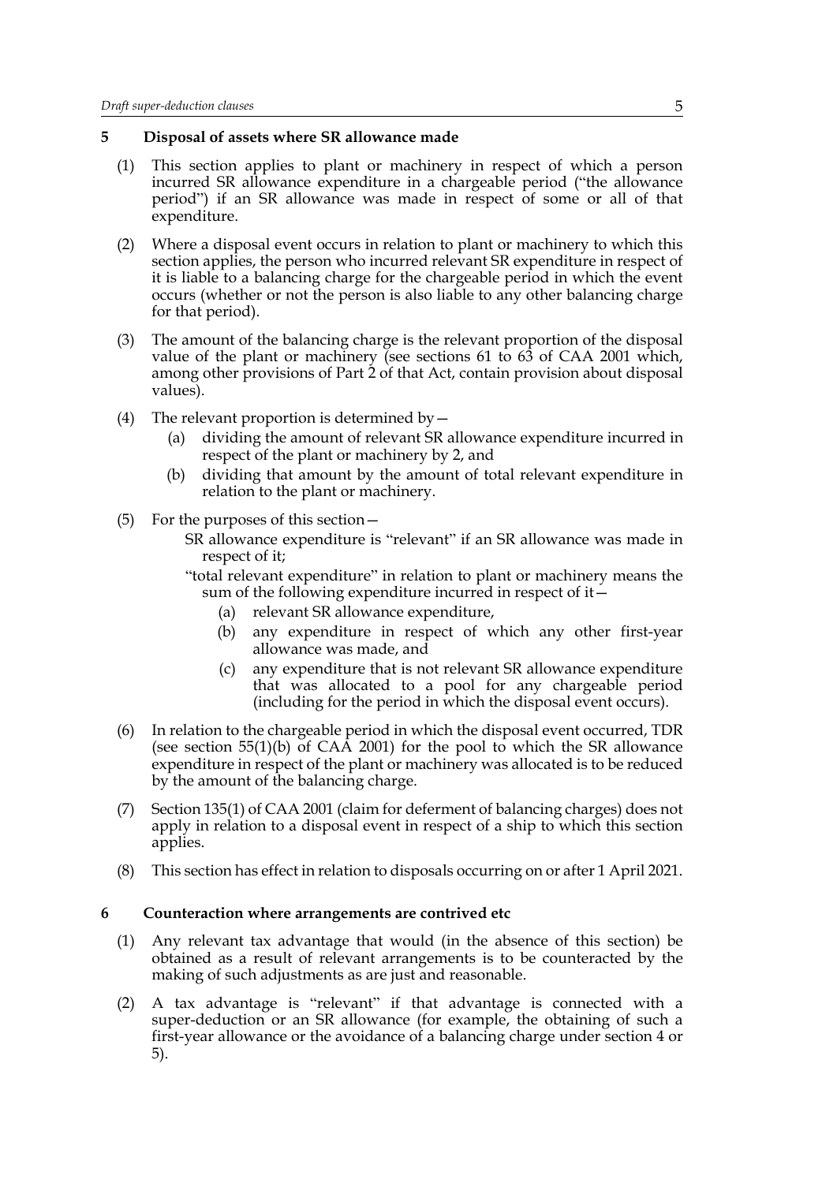## 5 Disposal of assets where SR allowance made

(1) This section applies to plant or machinery in respect of which a person incurred SR allowance expenditure in a chargeable period ("the allowance period") if an SR allowance was made in respect of some or all of that expenditure.

(2) Where a disposal event occurs in relation to plant or machinery to which this section applies, the person who incurred relevant SR expenditure in respect of it is liable to a balancing charge for the chargeable period in which the event occurs (whether or not the person is also liable to any other balancing charge for that period).

(3) The amount of the balancing charge is the relevant proportion of the disposal value of the plant or machinery (see sections 61 to 63 of CAA 2001 which, among other provisions of Part 2 of that Act, contain provision about disposal values).

(4) The relevant proportion is determined by—

- (a) dividing the amount of relevant SR allowance expenditure incurred in respect of the plant or machinery by 2, and
- (b) dividing that amount by the amount of total relevant expenditure in relation to the plant or machinery.

(5) For the purposes of this section—

SR allowance expenditure is "relevant" if an SR allowance was made in respect of it;

"total relevant expenditure" in relation to plant or machinery means the sum of the following expenditure incurred in respect of it—

- (a) relevant SR allowance expenditure,
- (b) any expenditure in respect of which any other first-year allowance was made, and
- (c) any expenditure that is not relevant SR allowance expenditure that was allocated to a pool for any chargeable period (including for the period in which the disposal event occurs).

(6) In relation to the chargeable period in which the disposal event occurred, TDR (see section 55(1)(b) of CAA 2001) for the pool to which the SR allowance expenditure in respect of the plant or machinery was allocated is to be reduced by the amount of the balancing charge.

(7) Section 135(1) of CAA 2001 (claim for deferment of balancing charges) does not apply in relation to a disposal event in respect of a ship to which this section applies.

(8) This section has effect in relation to disposals occurring on or after 1 April 2021.

## 6 Counteraction where arrangements are contrived etc

(1) Any relevant tax advantage that would (in the absence of this section) be obtained as a result of relevant arrangements is to be counteracted by the making of such adjustments as are just and reasonable.

(2) A tax advantage is "relevant" if that advantage is connected with a super-deduction or an SR allowance (for example, the obtaining of such a first-year allowance or the avoidance of a balancing charge under section 4 or 5).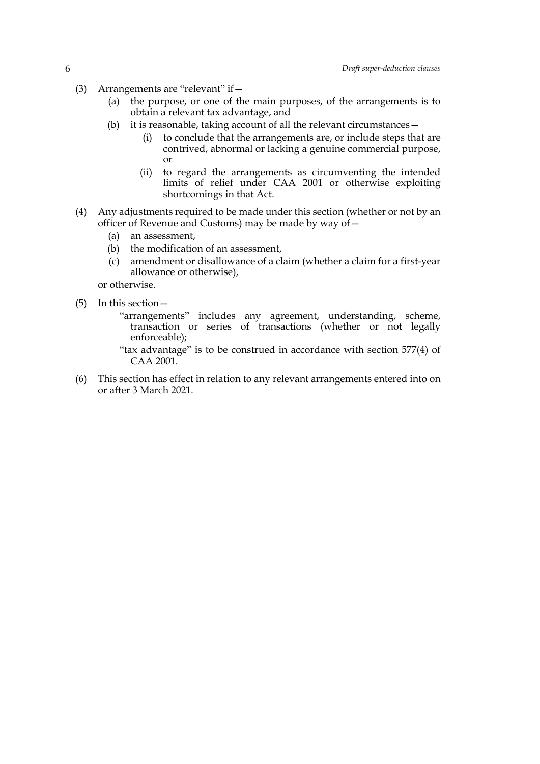(3) Arrangements are "relevant" if—

  (a) the purpose, or one of the main purposes, of the arrangements is to obtain a relevant tax advantage, and

  (b) it is reasonable, taking account of all the relevant circumstances—

    (i) to conclude that the arrangements are, or include steps that are contrived, abnormal or lacking a genuine commercial purpose, or

    (ii) to regard the arrangements as circumventing the intended limits of relief under CAA 2001 or otherwise exploiting shortcomings in that Act.

(4) Any adjustments required to be made under this section (whether or not by an officer of Revenue and Customs) may be made by way of—

  (a) an assessment,

  (b) the modification of an assessment,

  (c) amendment or disallowance of a claim (whether a claim for a first-year allowance or otherwise),

or otherwise.

(5) In this section—

"arrangements" includes any agreement, understanding, scheme, transaction or series of transactions (whether or not legally enforceable);

"tax advantage" is to be construed in accordance with section 577(4) of CAA 2001.

(6) This section has effect in relation to any relevant arrangements entered into on or after 3 March 2021.